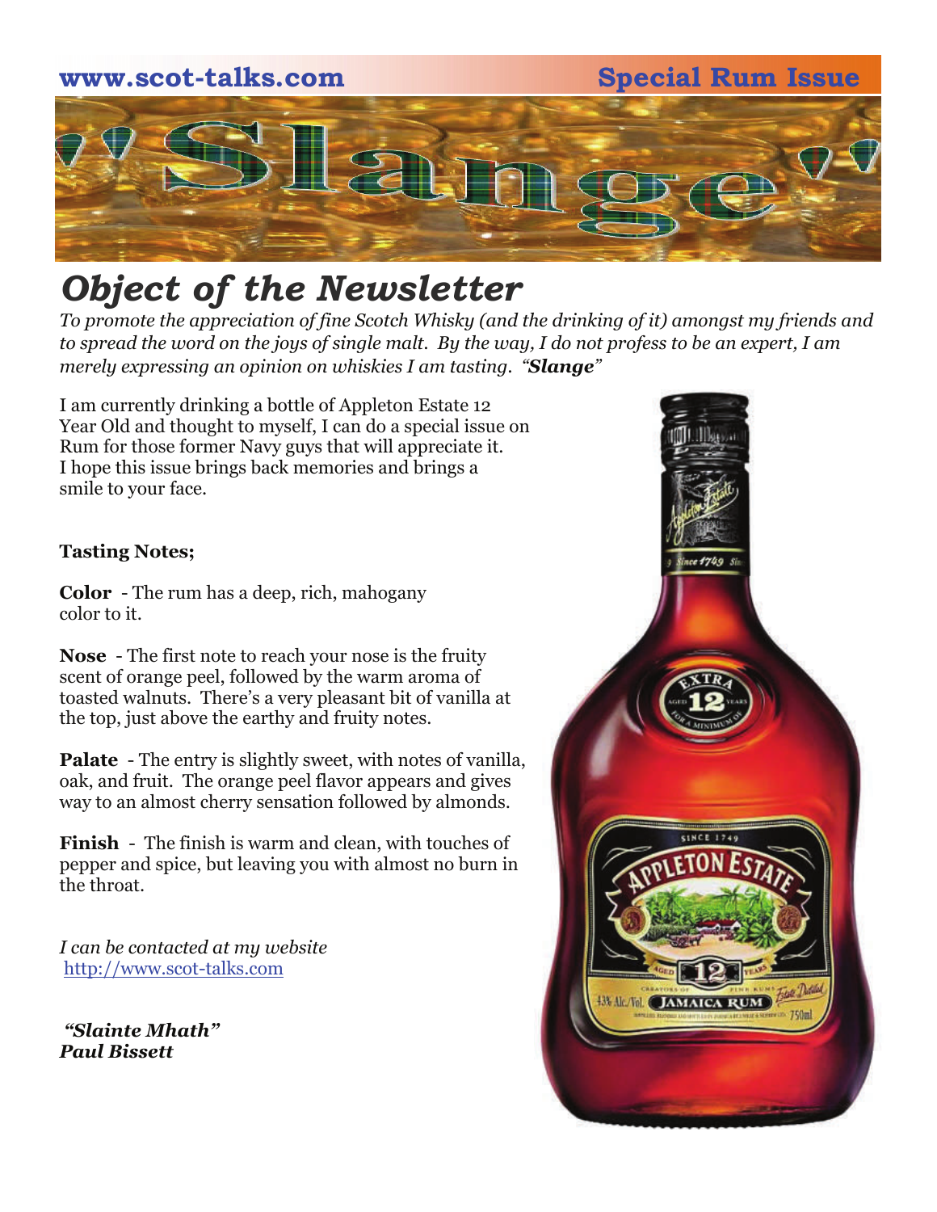www.scot-talks.com Special Rum Issue

# "Slange"

## Object of the Newsletter

*To promote the appreciation of fine Scotch Whisky (and the drinking of it) amongst my friends and to spread the word on the joys of single malt. By the way, I do not profess to be an expert, I am merely expressing an opinion on whiskies I am tasting. "**Slange**"*

I am currently drinking a bottle of Appleton Estate 12 Year Old and thought to myself, I can do a special issue on Rum for those former Navy guys that will appreciate it. I hope this issue brings back memories and brings a smile to your face.

**Tasting Notes;**

**Color** - The rum has a deep, rich, mahogany color to it.

**Nose** - The first note to reach your nose is the fruity scent of orange peel, followed by the warm aroma of toasted walnuts. There's a very pleasant bit of vanilla at the top, just above the earthy and fruity notes.

**Palate** - The entry is slightly sweet, with notes of vanilla, oak, and fruit. The orange peel flavor appears and gives way to an almost cherry sensation followed by almonds.

**Finish** - The finish is warm and clean, with touches of pepper and spice, but leaving you with almost no burn in the throat.

*I can be contacted at my website*
http://www.scot-talks.com

***"Slainte Mhath"***
***Paul Bissett***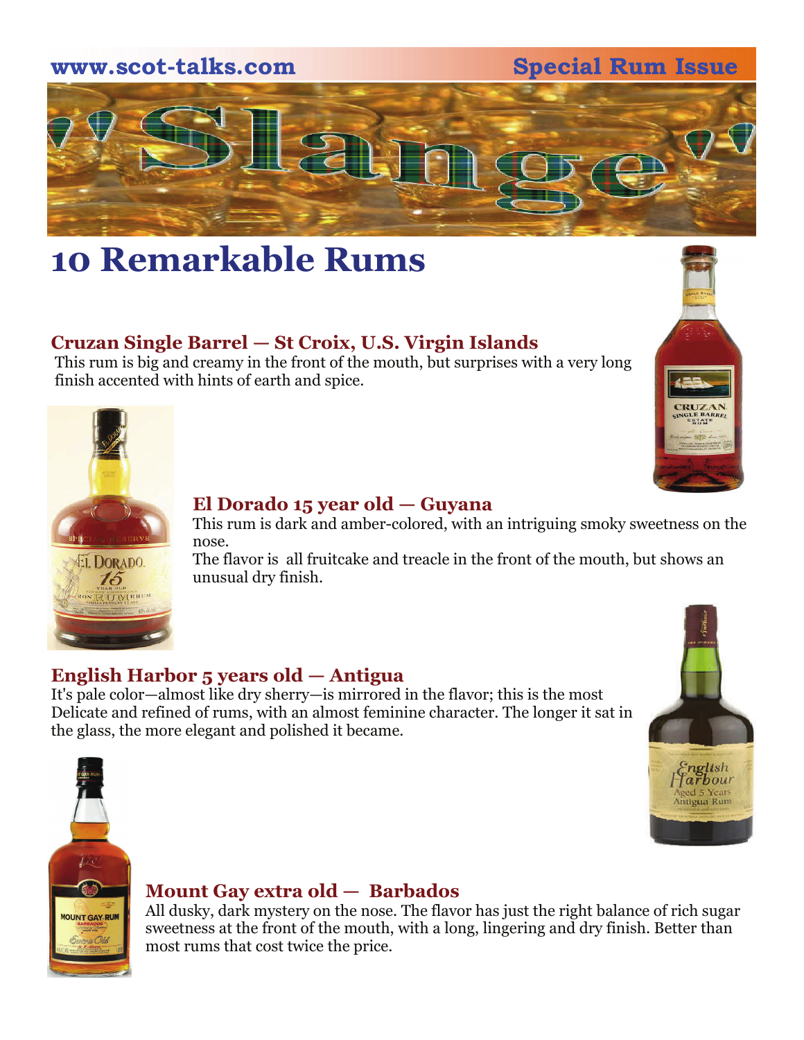# 10 Remarkable Rums

### Cruzan Single Barrel — St Croix, U.S. Virgin Islands

This rum is big and creamy in the front of the mouth, but surprises with a very long finish accented with hints of earth and spice.

### El Dorado 15 year old — Guyana

This rum is dark and amber-colored, with an intriguing smoky sweetness on the nose.

The flavor is all fruitcake and treacle in the front of the mouth, but shows an unusual dry finish.

### English Harbor 5 years old — Antigua

It's pale color—almost like dry sherry—is mirrored in the flavor; this is the most Delicate and refined of rums, with an almost feminine character. The longer it sat in the glass, the more elegant and polished it became.

### Mount Gay extra old — Barbados

All dusky, dark mystery on the nose. The flavor has just the right balance of rich sugar sweetness at the front of the mouth, with a long, lingering and dry finish. Better than most rums that cost twice the price.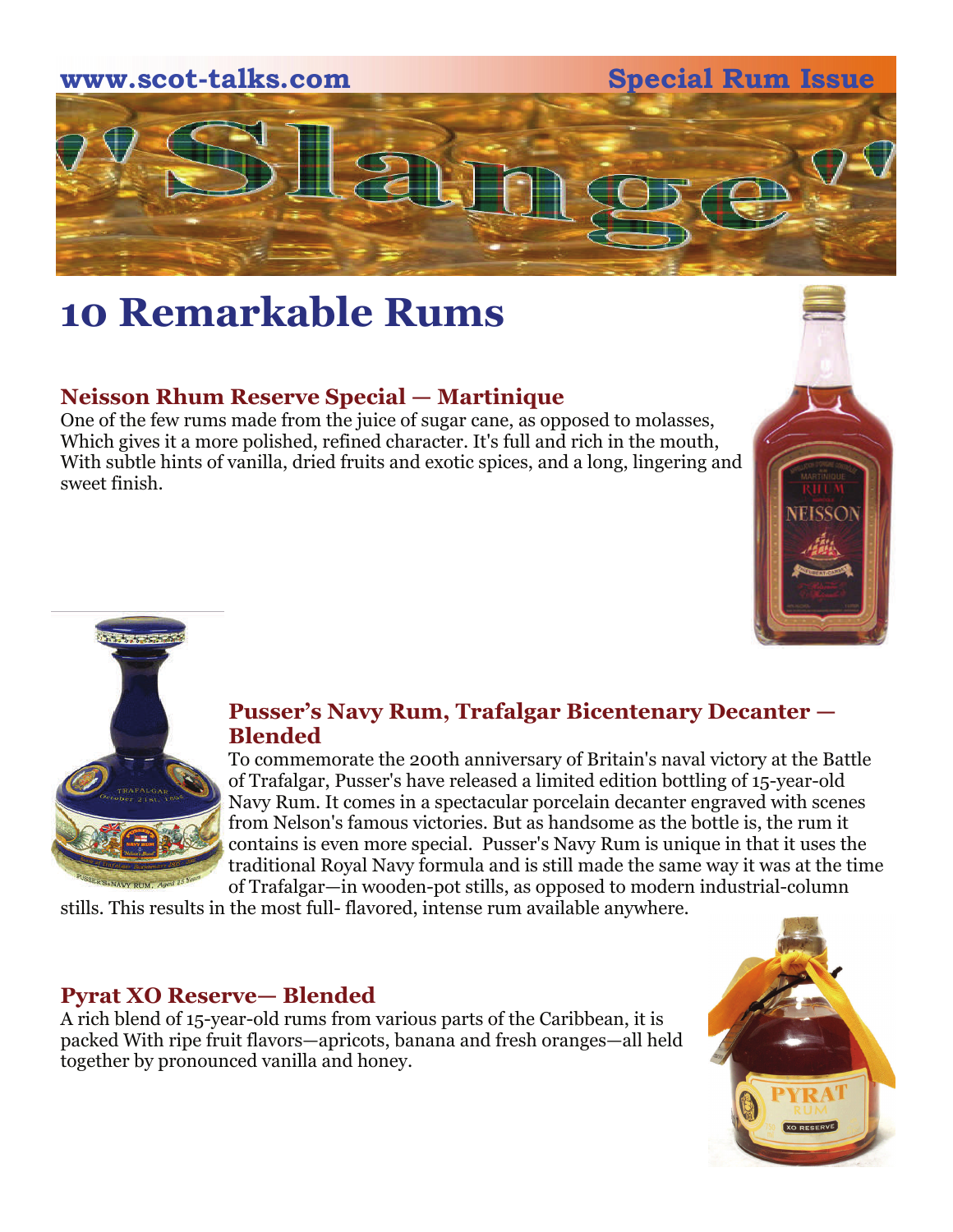# 10 Remarkable Rums

### Neisson Rhum Reserve Special — Martinique

One of the few rums made from the juice of sugar cane, as opposed to molasses, Which gives it a more polished, refined character. It's full and rich in the mouth, With subtle hints of vanilla, dried fruits and exotic spices, and a long, lingering and sweet finish.

### Pusser's Navy Rum, Trafalgar Bicentenary Decanter — Blended

To commemorate the 200th anniversary of Britain's naval victory at the Battle of Trafalgar, Pusser's have released a limited edition bottling of 15-year-old Navy Rum. It comes in a spectacular porcelain decanter engraved with scenes from Nelson's famous victories. But as handsome as the bottle is, the rum it contains is even more special. Pusser's Navy Rum is unique in that it uses the traditional Royal Navy formula and is still made the same way it was at the time of Trafalgar—in wooden-pot stills, as opposed to modern industrial-column stills. This results in the most full- flavored, intense rum available anywhere.

### Pyrat XO Reserve— Blended

A rich blend of 15-year-old rums from various parts of the Caribbean, it is packed With ripe fruit flavors—apricots, banana and fresh oranges—all held together by pronounced vanilla and honey.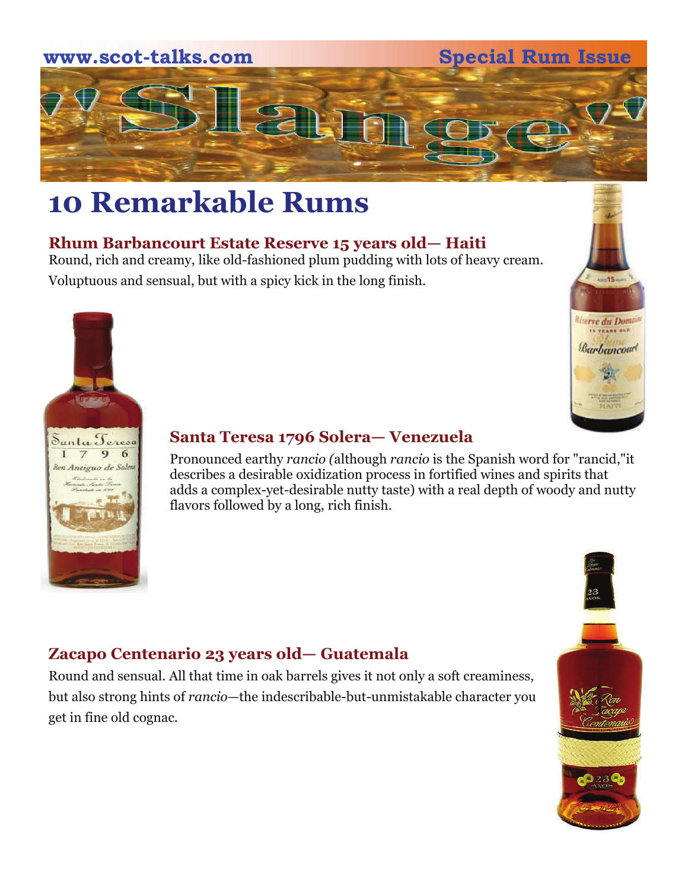# 10 Remarkable Rums

### Rhum Barbancourt Estate Reserve 15 years old— Haiti

Round, rich and creamy, like old-fashioned plum pudding with lots of heavy cream. Voluptuous and sensual, but with a spicy kick in the long finish.

### Santa Teresa 1796 Solera— Venezuela

Pronounced earthy *rancio (*although *rancio* is the Spanish word for "rancid,"it describes a desirable oxidization process in fortified wines and spirits that adds a complex-yet-desirable nutty taste) with a real depth of woody and nutty flavors followed by a long, rich finish.

### Zacapo Centenario 23 years old— Guatemala

Round and sensual. All that time in oak barrels gives it not only a soft creaminess, but also strong hints of *rancio*—the indescribable-but-unmistakable character you get in fine old cognac.